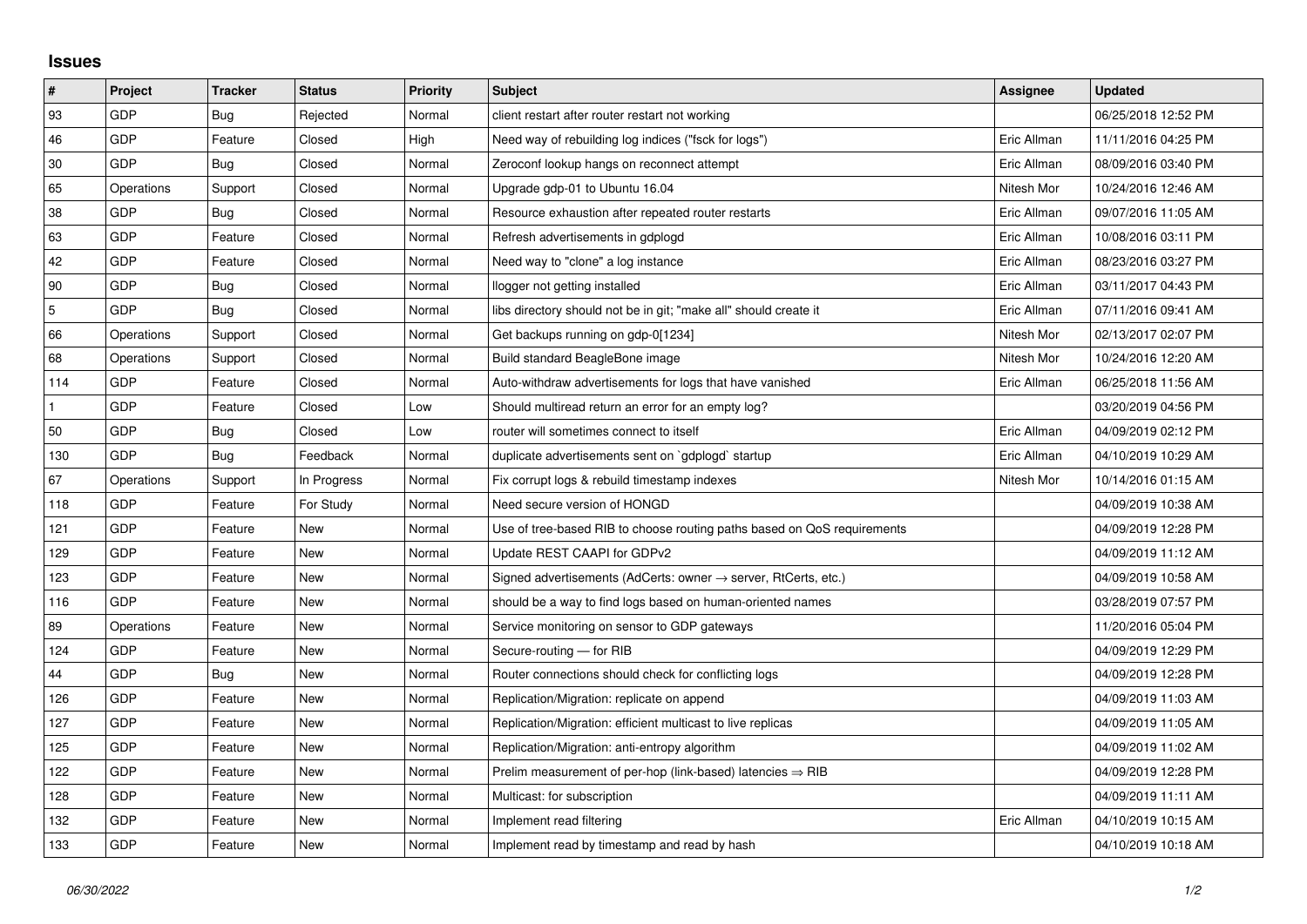# Issues

| # | Project | Tracker | Status | Priority | Subject | Assignee | Updated |
|---|---|---|---|---|---|---|---|
| 93 | GDP | Bug | Rejected | Normal | client restart after router restart not working | | 06/25/2018 12:52 PM |
| 46 | GDP | Feature | Closed | High | Need way of rebuilding log indices ("fsck for logs") | Eric Allman | 11/11/2016 04:25 PM |
| 30 | GDP | Bug | Closed | Normal | Zeroconf lookup hangs on reconnect attempt | Eric Allman | 08/09/2016 03:40 PM |
| 65 | Operations | Support | Closed | Normal | Upgrade gdp-01 to Ubuntu 16.04 | Nitesh Mor | 10/24/2016 12:46 AM |
| 38 | GDP | Bug | Closed | Normal | Resource exhaustion after repeated router restarts | Eric Allman | 09/07/2016 11:05 AM |
| 63 | GDP | Feature | Closed | Normal | Refresh advertisements in gdplogd | Eric Allman | 10/08/2016 03:11 PM |
| 42 | GDP | Feature | Closed | Normal | Need way to "clone" a log instance | Eric Allman | 08/23/2016 03:27 PM |
| 90 | GDP | Bug | Closed | Normal | llogger not getting installed | Eric Allman | 03/11/2017 04:43 PM |
| 5 | GDP | Bug | Closed | Normal | libs directory should not be in git; "make all" should create it | Eric Allman | 07/11/2016 09:41 AM |
| 66 | Operations | Support | Closed | Normal | Get backups running on gdp-0[1234] | Nitesh Mor | 02/13/2017 02:07 PM |
| 68 | Operations | Support | Closed | Normal | Build standard BeagleBone image | Nitesh Mor | 10/24/2016 12:20 AM |
| 114 | GDP | Feature | Closed | Normal | Auto-withdraw advertisements for logs that have vanished | Eric Allman | 06/25/2018 11:56 AM |
| 1 | GDP | Feature | Closed | Low | Should multiread return an error for an empty log? | | 03/20/2019 04:56 PM |
| 50 | GDP | Bug | Closed | Low | router will sometimes connect to itself | Eric Allman | 04/09/2019 02:12 PM |
| 130 | GDP | Bug | Feedback | Normal | duplicate advertisements sent on `gdplogd` startup | Eric Allman | 04/10/2019 10:29 AM |
| 67 | Operations | Support | In Progress | Normal | Fix corrupt logs & rebuild timestamp indexes | Nitesh Mor | 10/14/2016 01:15 AM |
| 118 | GDP | Feature | For Study | Normal | Need secure version of HONGD | | 04/09/2019 10:38 AM |
| 121 | GDP | Feature | New | Normal | Use of tree-based RIB to choose routing paths based on QoS requirements | | 04/09/2019 12:28 PM |
| 129 | GDP | Feature | New | Normal | Update REST CAAPI for GDPv2 | | 04/09/2019 11:12 AM |
| 123 | GDP | Feature | New | Normal | Signed advertisements (AdCerts: owner → server, RtCerts, etc.) | | 04/09/2019 10:58 AM |
| 116 | GDP | Feature | New | Normal | should be a way to find logs based on human-oriented names | | 03/28/2019 07:57 PM |
| 89 | Operations | Feature | New | Normal | Service monitoring on sensor to GDP gateways | | 11/20/2016 05:04 PM |
| 124 | GDP | Feature | New | Normal | Secure-routing — for RIB | | 04/09/2019 12:29 PM |
| 44 | GDP | Bug | New | Normal | Router connections should check for conflicting logs | | 04/09/2019 12:28 PM |
| 126 | GDP | Feature | New | Normal | Replication/Migration: replicate on append | | 04/09/2019 11:03 AM |
| 127 | GDP | Feature | New | Normal | Replication/Migration: efficient multicast to live replicas | | 04/09/2019 11:05 AM |
| 125 | GDP | Feature | New | Normal | Replication/Migration: anti-entropy algorithm | | 04/09/2019 11:02 AM |
| 122 | GDP | Feature | New | Normal | Prelim measurement of per-hop (link-based) latencies ⇒ RIB | | 04/09/2019 12:28 PM |
| 128 | GDP | Feature | New | Normal | Multicast: for subscription | | 04/09/2019 11:11 AM |
| 132 | GDP | Feature | New | Normal | Implement read filtering | Eric Allman | 04/10/2019 10:15 AM |
| 133 | GDP | Feature | New | Normal | Implement read by timestamp and read by hash | | 04/10/2019 10:18 AM |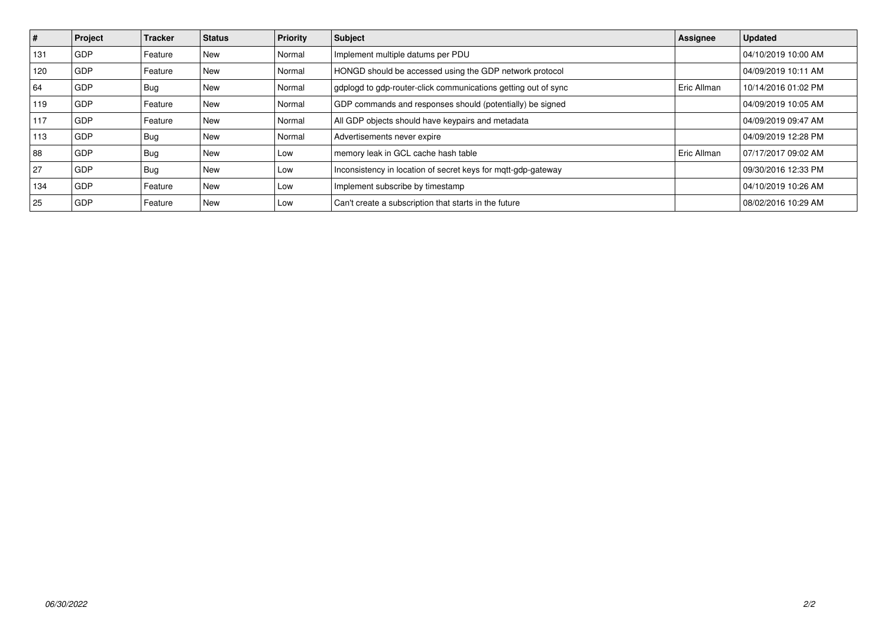| # | Project | Tracker | Status | Priority | Subject | Assignee | Updated |
|---|---|---|---|---|---|---|---|
| 131 | GDP | Feature | New | Normal | Implement multiple datums per PDU | | 04/10/2019 10:00 AM |
| 120 | GDP | Feature | New | Normal | HONGD should be accessed using the GDP network protocol | | 04/09/2019 10:11 AM |
| 64 | GDP | Bug | New | Normal | gdplogd to gdp-router-click communications getting out of sync | Eric Allman | 10/14/2016 01:02 PM |
| 119 | GDP | Feature | New | Normal | GDP commands and responses should (potentially) be signed | | 04/09/2019 10:05 AM |
| 117 | GDP | Feature | New | Normal | All GDP objects should have keypairs and metadata | | 04/09/2019 09:47 AM |
| 113 | GDP | Bug | New | Normal | Advertisements never expire | | 04/09/2019 12:28 PM |
| 88 | GDP | Bug | New | Low | memory leak in GCL cache hash table | Eric Allman | 07/17/2017 09:02 AM |
| 27 | GDP | Bug | New | Low | Inconsistency in location of secret keys for mqtt-gdp-gateway | | 09/30/2016 12:33 PM |
| 134 | GDP | Feature | New | Low | Implement subscribe by timestamp | | 04/10/2019 10:26 AM |
| 25 | GDP | Feature | New | Low | Can't create a subscription that starts in the future | | 08/02/2016 10:29 AM |